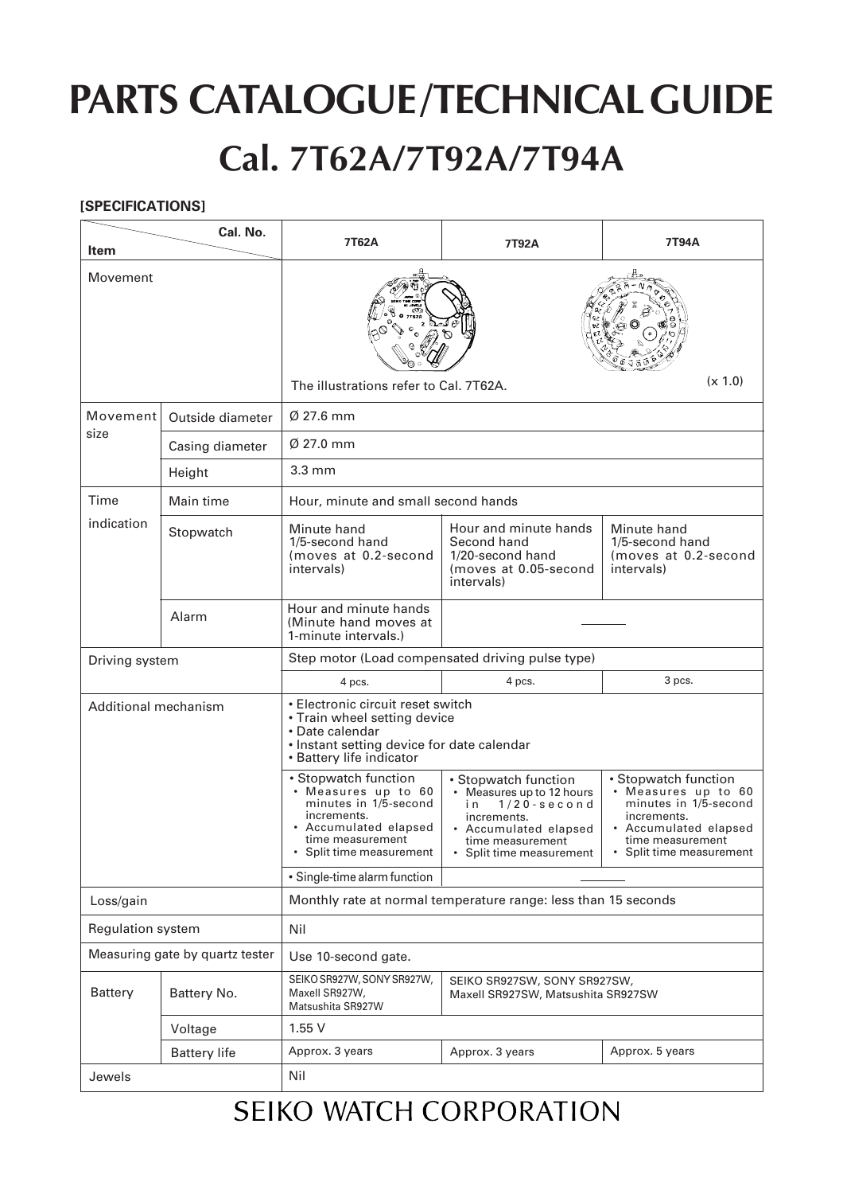# PARTS CATALOGUE/TECHNICAL GUIDE

## Cal. 7T62A/7T92A/7T94A

**[SPECIFICATIONS]**

| Item | | 7T62A | 7T92A | 7T94A |
|---|---|---|---|---|
| Movement | | The illustrations refer to Cal. 7T62A. (x 1.0) | | |
| Movement size | Outside diameter | Ø 27.6 mm | | |
| | Casing diameter | Ø 27.0 mm | | |
| | Height | 3.3 mm | | |
| Time indication | Main time | Hour, minute and small second hands | | |
| | Stopwatch | Minute hand<br>1/5-second hand<br>(moves at 0.2-second intervals) | Hour and minute hands<br>Second hand<br>1/20-second hand<br>(moves at 0.05-second intervals) | Minute hand<br>1/5-second hand<br>(moves at 0.2-second intervals) |
| | Alarm | Hour and minute hands<br>(Minute hand moves at 1-minute intervals.) | ——— | |
| Driving system | | Step motor (Load compensated driving pulse type) | | |
| | | 4 pcs. | 4 pcs. | 3 pcs. |
| Additional mechanism | | • Electronic circuit reset switch<br>• Train wheel setting device<br>• Date calendar<br>• Instant setting device for date calendar<br>• Battery life indicator | | |
| | | • Stopwatch function<br>• Measures up to 60 minutes in 1/5-second increments.<br>• Accumulated elapsed time measurement<br>• Split time measurement | • Stopwatch function<br>• Measures up to 12 hours in 1/20-second increments.<br>• Accumulated elapsed time measurement<br>• Split time measurement | • Stopwatch function<br>• Measures up to 60 minutes in 1/5-second increments.<br>• Accumulated elapsed time measurement<br>• Split time measurement |
| | | • Single-time alarm function | ——— | |
| Loss/gain | | Monthly rate at normal temperature range: less than 15 seconds | | |
| Regulation system | | Nil | | |
| Measuring gate by quartz tester | | Use 10-second gate. | | |
| Battery | Battery No. | SEIKO SR927W, SONY SR927W, Maxell SR927W, Matsushita SR927W | SEIKO SR927SW, SONY SR927SW, Maxell SR927SW, Matsushita SR927SW | |
| | Voltage | 1.55 V | | |
| | Battery life | Approx. 3 years | Approx. 3 years | Approx. 5 years |
| Jewels | | Nil | | |

SEIKO WATCH CORPORATION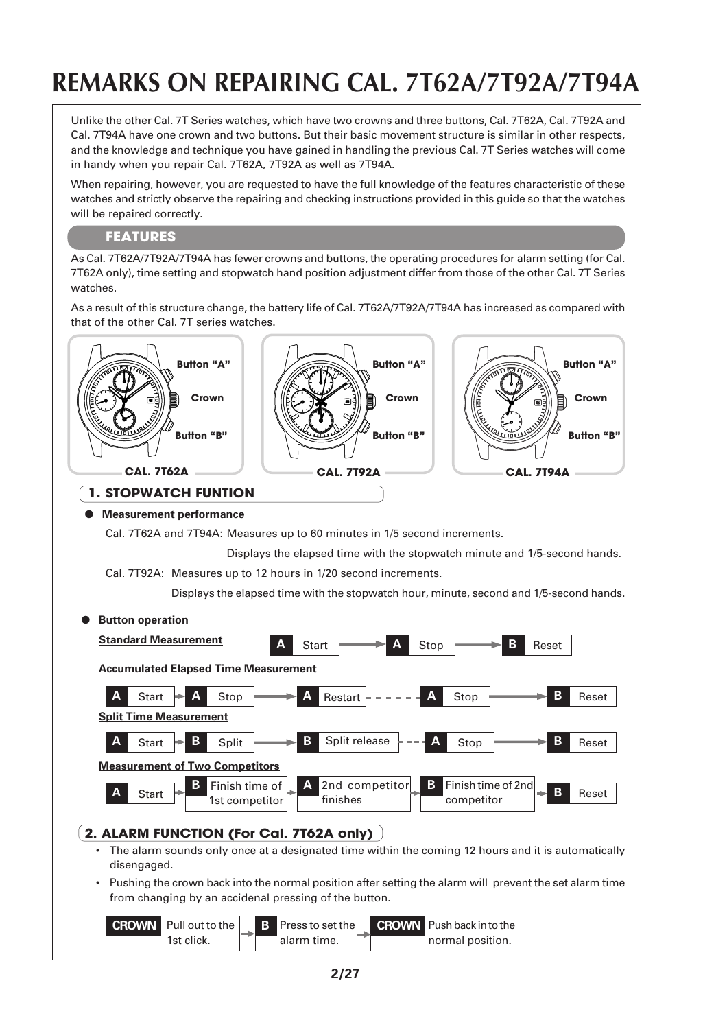# REMARKS ON REPAIRING CAL. 7T62A/7T92A/7T94A

Unlike the other Cal. 7T Series watches, which have two crowns and three buttons, Cal. 7T62A, Cal. 7T92A and Cal. 7T94A have one crown and two buttons. But their basic movement structure is similar in other respects, and the knowledge and technique you have gained in handling the previous Cal. 7T Series watches will come in handy when you repair Cal. 7T62A, 7T92A as well as 7T94A.

When repairing, however, you are requested to have the full knowledge of the features characteristic of these watches and strictly observe the repairing and checking instructions provided in this guide so that the watches will be repaired correctly.

## FEATURES

As Cal. 7T62A/7T92A/7T94A has fewer crowns and buttons, the operating procedures for alarm setting (for Cal. 7T62A only), time setting and stopwatch hand position adjustment differ from those of the other Cal. 7T Series watches.

As a result of this structure change, the battery life of Cal. 7T62A/7T92A/7T94A has increased as compared with that of the other Cal. 7T series watches.

Button "A" / Crown / Button "B" — **CAL. 7T62A**

Button "A" / Crown / Button "B" — **CAL. 7T92A**

Button "A" / Crown / Button "B" — **CAL. 7T94A**

### 1. STOPWATCH FUNTION

- **Measurement performance**

  Cal. 7T62A and 7T94A: Measures up to 60 minutes in 1/5 second increments.
  Displays the elapsed time with the stopwatch minute and 1/5-second hands.

  Cal. 7T92A: Measures up to 12 hours in 1/20 second increments.
  Displays the elapsed time with the stopwatch hour, minute, second and 1/5-second hands.

- **Button operation**

  **Standard Measurement**

  A Start → A Stop → B Reset

  **Accumulated Elapsed Time Measurement**

  A Start → A Stop → A Restart - - - A Stop → B Reset

  **Split Time Measurement**

  A Start → B Split → B Split release - - - A Stop → B Reset

  **Measurement of Two Competitors**

  A Start → B Finish time of 1st competitor → A 2nd competitor finishes → B Finish time of 2nd competitor → B Reset

### 2. ALARM FUNCTION (For Cal. 7T62A only)

- The alarm sounds only once at a designated time within the coming 12 hours and it is automatically disengaged.
- Pushing the crown back into the normal position after setting the alarm will prevent the set alarm time from changing by an accidenal pressing of the button.

CROWN Pull out to the 1st click. → B Press to set the alarm time. → CROWN Push back in to the normal position.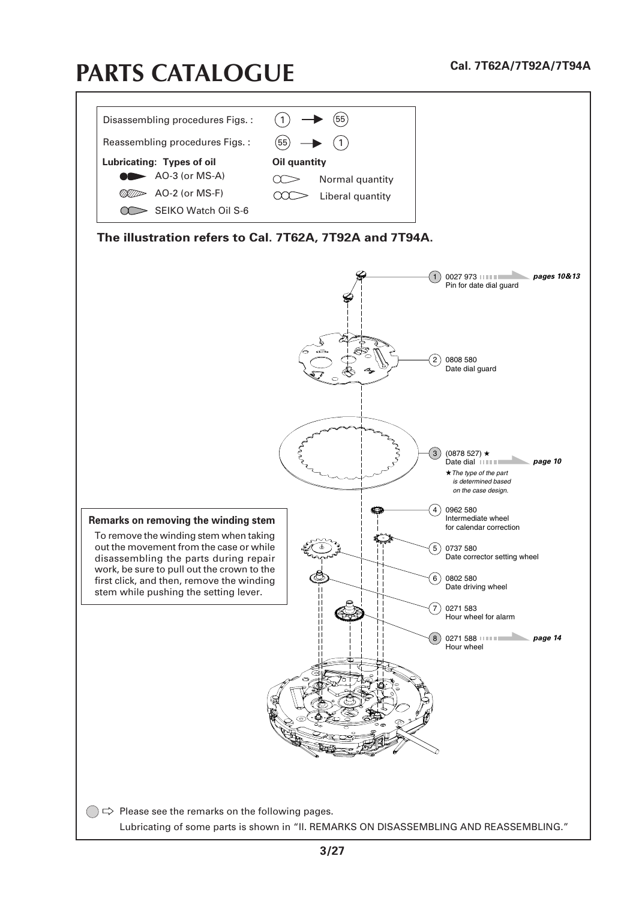# PARTS CATALOGUE

**Cal. 7T62A/7T92A/7T94A**

Disassembling procedures Figs. : (1) → (55)

Reassembling procedures Figs. : (55) → (1)

| **Lubricating: Types of oil** | **Oil quantity** |
|---|---|
| AO-3 (or MS-A) | Normal quantity |
| AO-2 (or MS-F) | Liberal quantity |
| SEIKO Watch Oil S-6 | |

**The illustration refers to Cal. 7T62A, 7T92A and 7T94A.**

1. 0027 973 — Pin for date dial guard — *pages 10&13*
2. 0808 580 — Date dial guard
3. (0878 527) ★ — Date dial — *page 10*
   *★The type of the part is determined based on the case design.*
4. 0962 580 — Intermediate wheel for calendar correction
5. 0737 580 — Date corrector setting wheel
6. 0802 580 — Date driving wheel
7. 0271 583 — Hour wheel for alarm
8. 0271 588 — Hour wheel — *page 14*

**Remarks on removing the winding stem**

To remove the winding stem when taking out the movement from the case or while disassembling the parts during repair work, be sure to pull out the crown to the first click, and then, remove the winding stem while pushing the setting lever.

Please see the remarks on the following pages.
Lubricating of some parts is shown in "II. REMARKS ON DISASSEMBLING AND REASSEMBLING."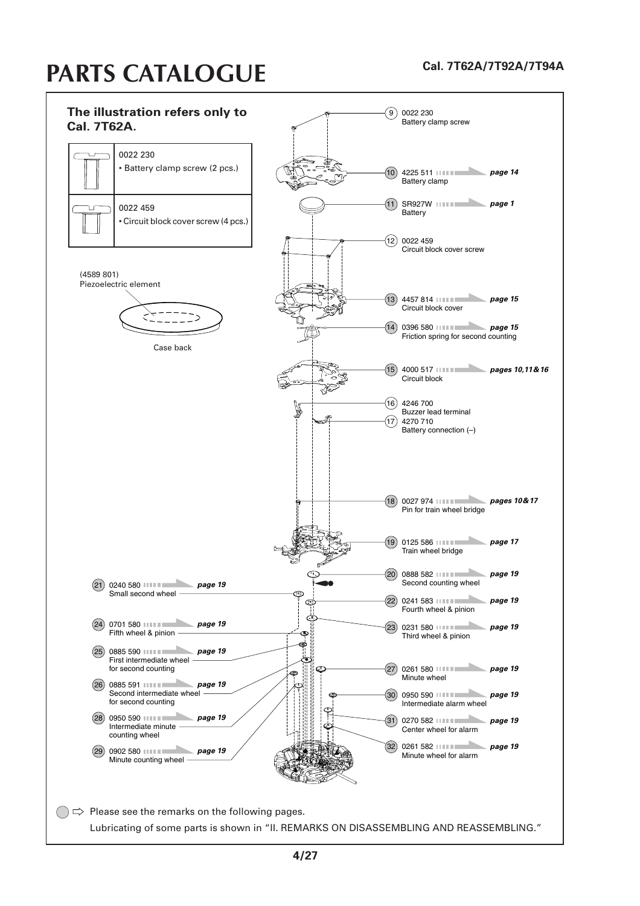# PARTS CATALOGUE

**Cal. 7T62A/7T92A/7T94A**

**The illustration refers only to Cal. 7T62A.**

| | |
|---|---|
| | 0022 230<br>• Battery clamp screw (2 pcs.) |
| | 0022 459<br>• Circuit block cover screw (4 pcs.) |

(4589 801)
Piezoelectric element

Case back

| No. | Part No. | Part name | Reference |
|---|---|---|---|
| 9 | 0022 230 | Battery clamp screw | |
| 10 | 4225 511 | Battery clamp | *page 14* |
| 11 | SR927W | Battery | *page 1* |
| 12 | 0022 459 | Circuit block cover screw | |
| 13 | 4457 814 | Circuit block cover | *page 15* |
| 14 | 0396 580 | Friction spring for second counting | *page 15* |
| 15 | 4000 517 | Circuit block | *pages 10,11&16* |
| 16 | 4246 700 | Buzzer lead terminal | |
| 17 | 4270 710 | Battery connection (–) | |
| 18 | 0027 974 | Pin for train wheel bridge | *pages 10&17* |
| 19 | 0125 586 | Train wheel bridge | *page 17* |
| 20 | 0888 582 | Second counting wheel | *page 19* |
| 21 | 0240 580 | Small second wheel | *page 19* |
| 22 | 0241 583 | Fourth wheel & pinion | *page 19* |
| 23 | 0231 580 | Third wheel & pinion | *page 19* |
| 24 | 0701 580 | Fifth wheel & pinion | *page 19* |
| 25 | 0885 590 | First intermediate wheel for second counting | *page 19* |
| 26 | 0885 591 | Second intermediate wheel for second counting | *page 19* |
| 27 | 0261 580 | Minute wheel | *page 19* |
| 28 | 0950 590 | Intermediate minute counting wheel | *page 19* |
| 29 | 0902 580 | Minute counting wheel | *page 19* |
| 30 | 0950 590 | Intermediate alarm wheel | *page 19* |
| 31 | 0270 582 | Center wheel for alarm | *page 19* |
| 32 | 0261 582 | Minute wheel for alarm | *page 19* |

⇨ Please see the remarks on the following pages.
Lubricating of some parts is shown in “II. REMARKS ON DISASSEMBLING AND REASSEMBLING.”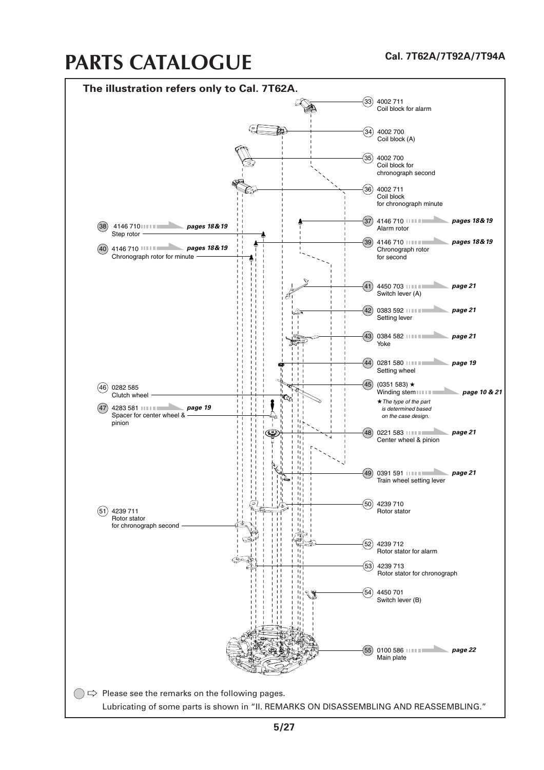# PARTS CATALOGUE

**Cal. 7T62A/7T92A/7T94A**

**The illustration refers only to Cal. 7T62A.**

| No. | Part number | Part name | Reference |
|---|---|---|---|
| 33 | 4002 711 | Coil block for alarm | |
| 34 | 4002 700 | Coil block (A) | |
| 35 | 4002 700 | Coil block for chronograph second | |
| 36 | 4002 711 | Coil block for chronograph minute | |
| 37 | 4146 710 | Alarm rotor | *pages 18&19* |
| 38 | 4146 710 | Step rotor | *pages 18&19* |
| 39 | 4146 710 | Chronograph rotor for second | *pages 18&19* |
| 40 | 4146 710 | Chronograph rotor for minute | *pages 18&19* |
| 41 | 4450 703 | Switch lever (A) | *page 21* |
| 42 | 0383 592 | Setting lever | *page 21* |
| 43 | 0384 582 | Yoke | *page 21* |
| 44 | 0281 580 | Setting wheel | *page 19* |
| 45 | (0351 583) ★ | Winding stem | *page 10 & 21* |
| 46 | 0282 585 | Clutch wheel | |
| 47 | 4283 581 | Spacer for center wheel & pinion | *page 19* |
| 48 | 0221 583 | Center wheel & pinion | *page 21* |
| 49 | 0391 591 | Train wheel setting lever | *page 21* |
| 50 | 4239 710 | Rotor stator | |
| 51 | 4239 711 | Rotor stator for chronograph second | |
| 52 | 4239 712 | Rotor stator for alarm | |
| 53 | 4239 713 | Rotor stator for chronograph | |
| 54 | 4450 701 | Switch lever (B) | |
| 55 | 0100 586 | Main plate | *page 22* |

★ *The type of the part is determined based on the case design.*

◯ ⇨ Please see the remarks on the following pages.
Lubricating of some parts is shown in "II. REMARKS ON DISASSEMBLING AND REASSEMBLING."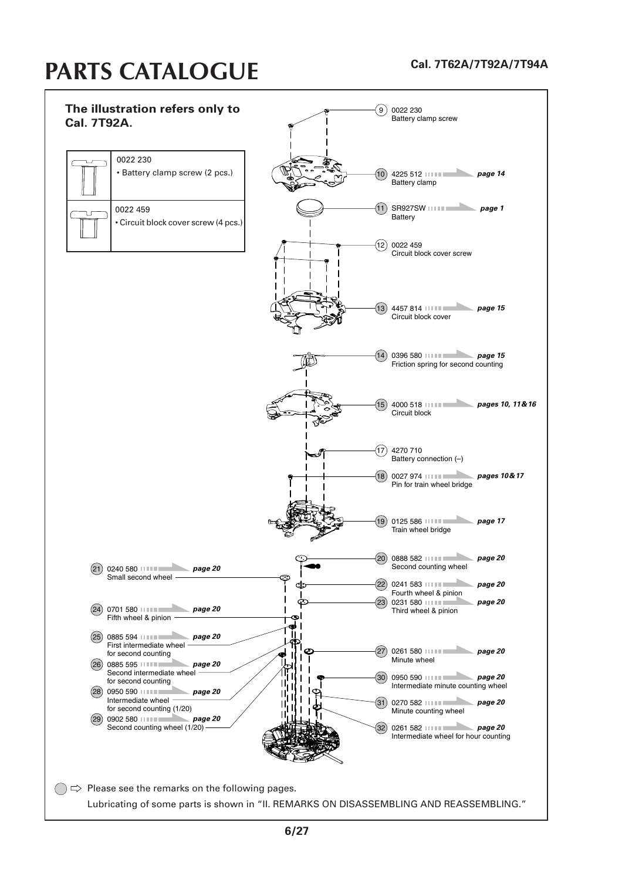# PARTS CATALOGUE

**Cal. 7T62A/7T92A/7T94A**

**The illustration refers only to Cal. 7T92A.**

| | |
|---|---|
| | 0022 230 • Battery clamp screw (2 pcs.) |
| | 0022 459 • Circuit block cover screw (4 pcs.) |

9 0022 230 Battery clamp screw

10 4225 512 *page 14* Battery clamp

11 SR927SW *page 1* Battery

12 0022 459 Circuit block cover screw

13 4457 814 *page 15* Circuit block cover

14 0396 580 *page 15* Friction spring for second counting

15 4000 518 *pages 10, 11&16* Circuit block

17 4270 710 Battery connection (–)

18 0027 974 *pages 10&17* Pin for train wheel bridge

19 0125 586 *page 17* Train wheel bridge

20 0888 582 *page 20* Second counting wheel

21 0240 580 *page 20* Small second wheel

22 0241 583 *page 20* Fourth wheel & pinion

23 0231 580 *page 20* Third wheel & pinion

24 0701 580 *page 20* Fifth wheel & pinion

25 0885 594 *page 20* First intermediate wheel for second counting

26 0885 595 *page 20* Second intermediate wheel for second counting

27 0261 580 *page 20* Minute wheel

28 0950 590 *page 20* Intermediate wheel for second counting (1/20)

29 0902 580 *page 20* Second counting wheel (1/20)

30 0950 590 *page 20* Intermediate minute counting wheel

31 0270 582 *page 20* Minute counting wheel

32 0261 582 *page 20* Intermediate wheel for hour counting

⇨ Please see the remarks on the following pages.

Lubricating of some parts is shown in "II. REMARKS ON DISASSEMBLING AND REASSEMBLING."